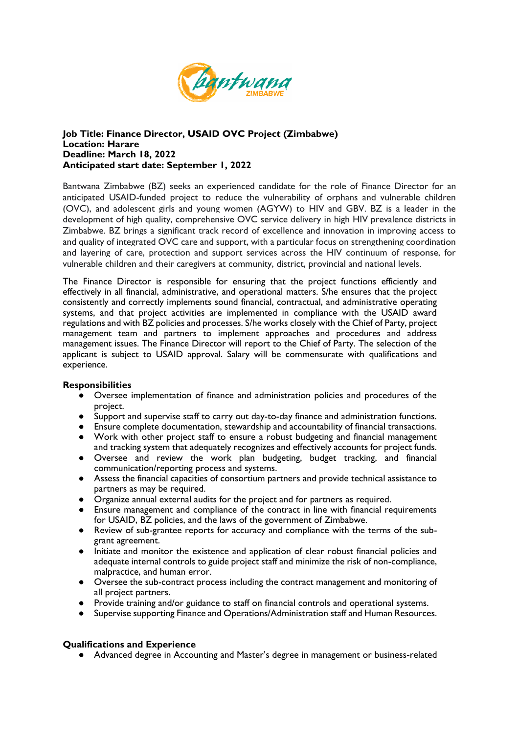**Job Title: Finance Director, USAID OVC Project (Zimbabwe)**
**Location: Harare**
**Deadline: March 18, 2022**
**Anticipated start date: September 1, 2022**

Bantwana Zimbabwe (BZ) seeks an experienced candidate for the role of Finance Director for an anticipated USAID-funded project to reduce the vulnerability of orphans and vulnerable children (OVC), and adolescent girls and young women (AGYW) to HIV and GBV. BZ is a leader in the development of high quality, comprehensive OVC service delivery in high HIV prevalence districts in Zimbabwe. BZ brings a significant track record of excellence and innovation in improving access to and quality of integrated OVC care and support, with a particular focus on strengthening coordination and layering of care, protection and support services across the HIV continuum of response, for vulnerable children and their caregivers at community, district, provincial and national levels.

The Finance Director is responsible for ensuring that the project functions efficiently and effectively in all financial, administrative, and operational matters. S/he ensures that the project consistently and correctly implements sound financial, contractual, and administrative operating systems, and that project activities are implemented in compliance with the USAID award regulations and with BZ policies and processes. S/he works closely with the Chief of Party, project management team and partners to implement approaches and procedures and address management issues. The Finance Director will report to the Chief of Party. The selection of the applicant is subject to USAID approval. Salary will be commensurate with qualifications and experience.

**Responsibilities**

- Oversee implementation of finance and administration policies and procedures of the project.
- Support and supervise staff to carry out day-to-day finance and administration functions.
- Ensure complete documentation, stewardship and accountability of financial transactions.
- Work with other project staff to ensure a robust budgeting and financial management and tracking system that adequately recognizes and effectively accounts for project funds.
- Oversee and review the work plan budgeting, budget tracking, and financial communication/reporting process and systems.
- Assess the financial capacities of consortium partners and provide technical assistance to partners as may be required.
- Organize annual external audits for the project and for partners as required.
- Ensure management and compliance of the contract in line with financial requirements for USAID, BZ policies, and the laws of the government of Zimbabwe.
- Review of sub-grantee reports for accuracy and compliance with the terms of the sub-grant agreement.
- Initiate and monitor the existence and application of clear robust financial policies and adequate internal controls to guide project staff and minimize the risk of non-compliance, malpractice, and human error.
- Oversee the sub-contract process including the contract management and monitoring of all project partners.
- Provide training and/or guidance to staff on financial controls and operational systems.
- Supervise supporting Finance and Operations/Administration staff and Human Resources.

**Qualifications and Experience**

- Advanced degree in Accounting and Master's degree in management or business-related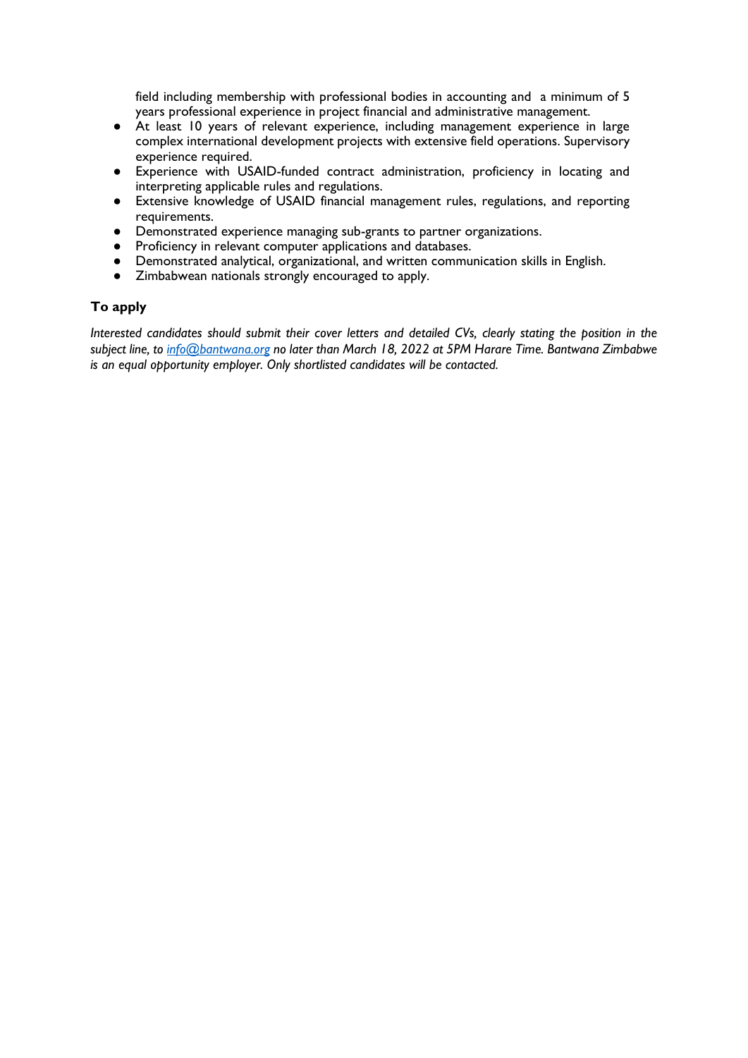field including membership with professional bodies in accounting and a minimum of 5 years professional experience in project financial and administrative management.

- At least 10 years of relevant experience, including management experience in large complex international development projects with extensive field operations. Supervisory experience required.
- Experience with USAID-funded contract administration, proficiency in locating and interpreting applicable rules and regulations.
- Extensive knowledge of USAID financial management rules, regulations, and reporting requirements.
- Demonstrated experience managing sub-grants to partner organizations.
- Proficiency in relevant computer applications and databases.
- Demonstrated analytical, organizational, and written communication skills in English.
- Zimbabwean nationals strongly encouraged to apply.

**To apply**

*Interested candidates should submit their cover letters and detailed CVs, clearly stating the position in the subject line, to [info@bantwana.org](mailto:info@bantwana.org) no later than March 18, 2022 at 5PM Harare Time. Bantwana Zimbabwe is an equal opportunity employer. Only shortlisted candidates will be contacted.*